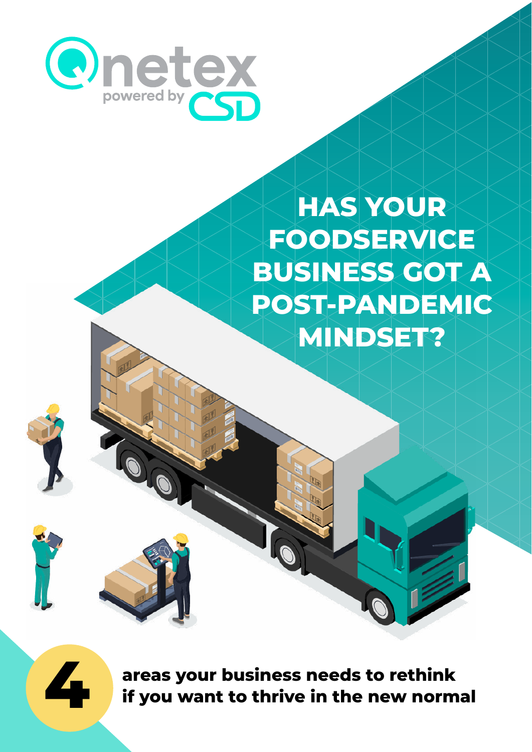Qnetex powered by CSD

# HAS YOUR FOODSERVICE BUSINESS GOT A POST-PANDEMIC MINDSET?

**4 areas your business needs to rethink if you want to thrive in the new normal**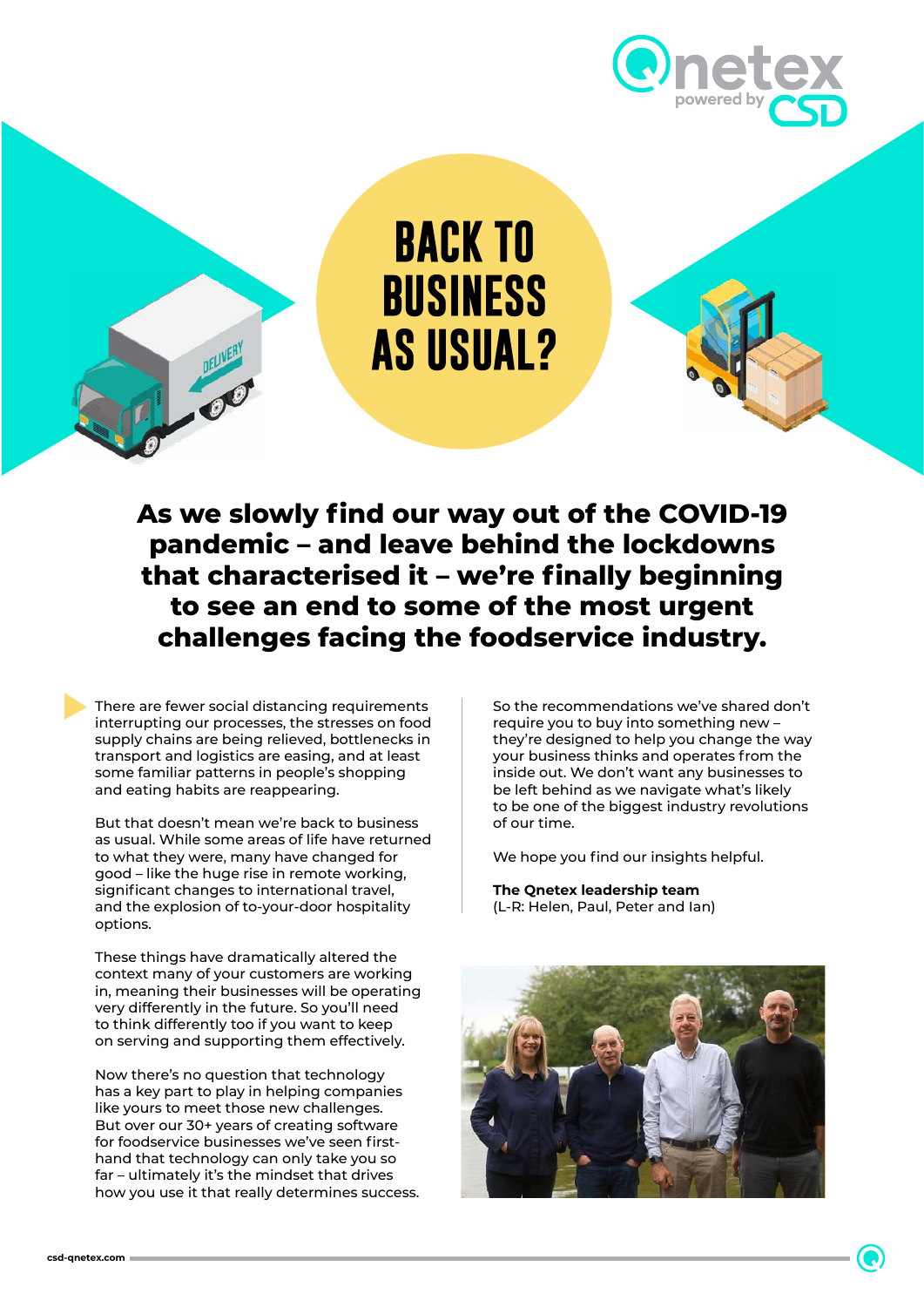# BACK TO BUSINESS AS USUAL?

**As we slowly find our way out of the COVID-19 pandemic – and leave behind the lockdowns that characterised it – we're finally beginning to see an end to some of the most urgent challenges facing the foodservice industry.**

There are fewer social distancing requirements interrupting our processes, the stresses on food supply chains are being relieved, bottlenecks in transport and logistics are easing, and at least some familiar patterns in people's shopping and eating habits are reappearing.

But that doesn't mean we're back to business as usual. While some areas of life have returned to what they were, many have changed for good – like the huge rise in remote working, significant changes to international travel, and the explosion of to-your-door hospitality options.

These things have dramatically altered the context many of your customers are working in, meaning their businesses will be operating very differently in the future. So you'll need to think differently too if you want to keep on serving and supporting them effectively.

Now there's no question that technology has a key part to play in helping companies like yours to meet those new challenges. But over our 30+ years of creating software for foodservice businesses we've seen first-hand that technology can only take you so far – ultimately it's the mindset that drives how you use it that really determines success.

So the recommendations we've shared don't require you to buy into something new – they're designed to help you change the way your business thinks and operates from the inside out. We don't want any businesses to be left behind as we navigate what's likely to be one of the biggest industry revolutions of our time.

We hope you find our insights helpful.

**The Qnetex leadership team**
(L-R: Helen, Paul, Peter and Ian)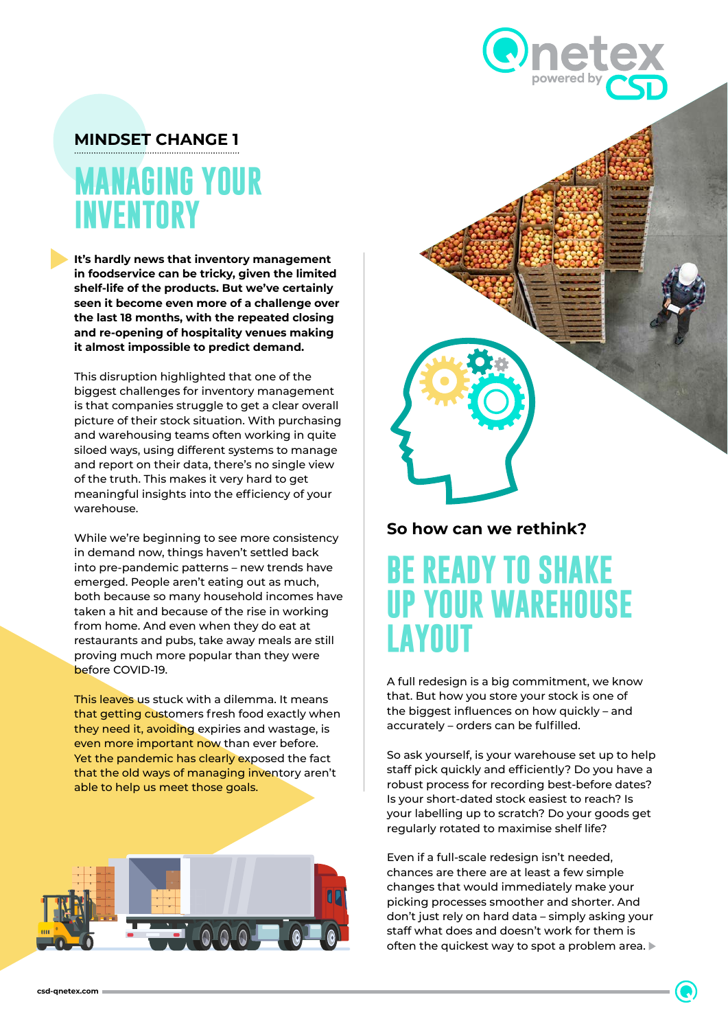MINDSET CHANGE 1

# MANAGING YOUR INVENTORY

**It's hardly news that inventory management in foodservice can be tricky, given the limited shelf-life of the products. But we've certainly seen it become even more of a challenge over the last 18 months, with the repeated closing and re-opening of hospitality venues making it almost impossible to predict demand.**

This disruption highlighted that one of the biggest challenges for inventory management is that companies struggle to get a clear overall picture of their stock situation. With purchasing and warehousing teams often working in quite siloed ways, using different systems to manage and report on their data, there's no single view of the truth. This makes it very hard to get meaningful insights into the efficiency of your warehouse.

While we're beginning to see more consistency in demand now, things haven't settled back into pre-pandemic patterns – new trends have emerged. People aren't eating out as much, both because so many household incomes have taken a hit and because of the rise in working from home. And even when they do eat at restaurants and pubs, take away meals are still proving much more popular than they were before COVID-19.

This leaves us stuck with a dilemma. It means that getting customers fresh food exactly when they need it, avoiding expiries and wastage, is even more important now than ever before. Yet the pandemic has clearly exposed the fact that the old ways of managing inventory aren't able to help us meet those goals.

### So how can we rethink?

## BE READY TO SHAKE UP YOUR WAREHOUSE LAYOUT

A full redesign is a big commitment, we know that. But how you store your stock is one of the biggest influences on how quickly – and accurately – orders can be fulfilled.

So ask yourself, is your warehouse set up to help staff pick quickly and efficiently? Do you have a robust process for recording best-before dates? Is your short-dated stock easiest to reach? Is your labelling up to scratch? Do your goods get regularly rotated to maximise shelf life?

Even if a full-scale redesign isn't needed, chances are there are at least a few simple changes that would immediately make your picking processes smoother and shorter. And don't just rely on hard data – simply asking your staff what does and doesn't work for them is often the quickest way to spot a problem area.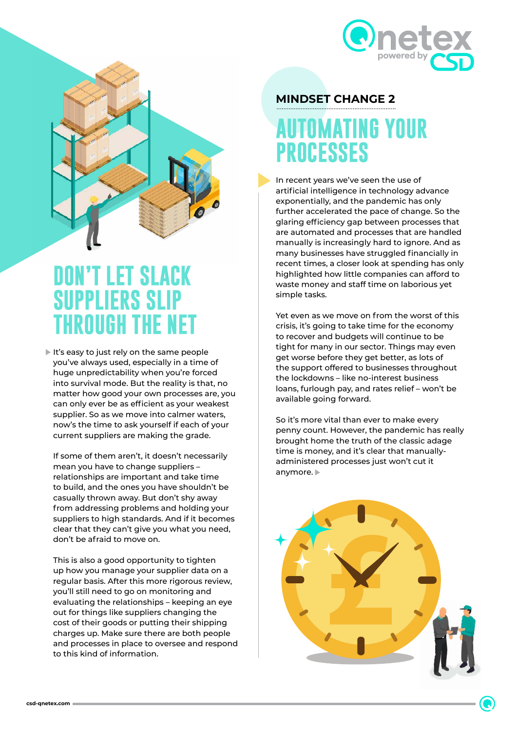# DON'T LET SLACK SUPPLIERS SLIP THROUGH THE NET

It's easy to just rely on the same people you've always used, especially in a time of huge unpredictability when you're forced into survival mode. But the reality is that, no matter how good your own processes are, you can only ever be as efficient as your weakest supplier. So as we move into calmer waters, now's the time to ask yourself if each of your current suppliers are making the grade.

If some of them aren't, it doesn't necessarily mean you have to change suppliers – relationships are important and take time to build, and the ones you have shouldn't be casually thrown away. But don't shy away from addressing problems and holding your suppliers to high standards. And if it becomes clear that they can't give you what you need, don't be afraid to move on.

This is also a good opportunity to tighten up how you manage your supplier data on a regular basis. After this more rigorous review, you'll still need to go on monitoring and evaluating the relationships – keeping an eye out for things like suppliers changing the cost of their goods or putting their shipping charges up. Make sure there are both people and processes in place to oversee and respond to this kind of information.

## MINDSET CHANGE 2

# AUTOMATING YOUR PROCESSES

In recent years we've seen the use of artificial intelligence in technology advance exponentially, and the pandemic has only further accelerated the pace of change. So the glaring efficiency gap between processes that are automated and processes that are handled manually is increasingly hard to ignore. And as many businesses have struggled financially in recent times, a closer look at spending has only highlighted how little companies can afford to waste money and staff time on laborious yet simple tasks.

Yet even as we move on from the worst of this crisis, it's going to take time for the economy to recover and budgets will continue to be tight for many in our sector. Things may even get worse before they get better, as lots of the support offered to businesses throughout the lockdowns – like no-interest business loans, furlough pay, and rates relief – won't be available going forward.

So it's more vital than ever to make every penny count. However, the pandemic has really brought home the truth of the classic adage time is money, and it's clear that manually-administered processes just won't cut it anymore.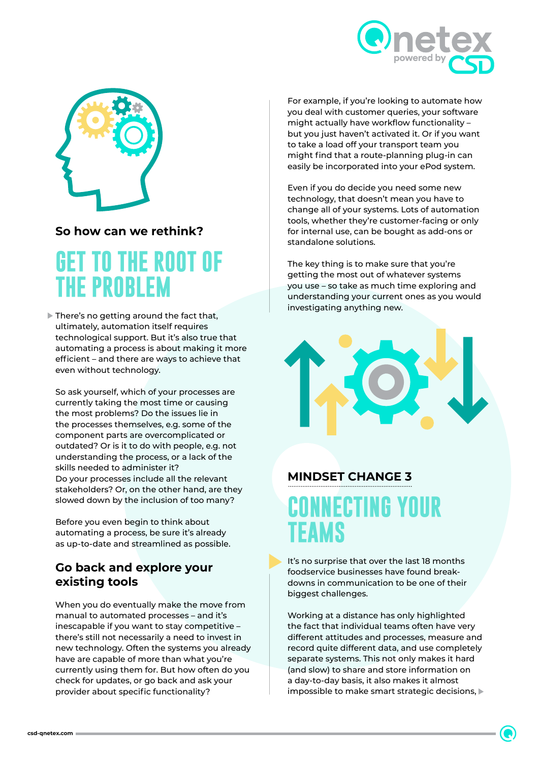### So how can we rethink?

## GET TO THE ROOT OF THE PROBLEM

There's no getting around the fact that, ultimately, automation itself requires technological support. But it's also true that automating a process is about making it more efficient – and there are ways to achieve that even without technology.

So ask yourself, which of your processes are currently taking the most time or causing the most problems? Do the issues lie in the processes themselves, e.g. some of the component parts are overcomplicated or outdated? Or is it to do with people, e.g. not understanding the process, or a lack of the skills needed to administer it?
Do your processes include all the relevant stakeholders? Or, on the other hand, are they slowed down by the inclusion of too many?

Before you even begin to think about automating a process, be sure it's already as up-to-date and streamlined as possible.

### Go back and explore your existing tools

When you do eventually make the move from manual to automated processes – and it's inescapable if you want to stay competitive – there's still not necessarily a need to invest in new technology. Often the systems you already have are capable of more than what you're currently using them for. But how often do you check for updates, or go back and ask your provider about specific functionality?

For example, if you're looking to automate how you deal with customer queries, your software might actually have workflow functionality – but you just haven't activated it. Or if you want to take a load off your transport team you might find that a route-planning plug-in can easily be incorporated into your ePod system.

Even if you do decide you need some new technology, that doesn't mean you have to change all of your systems. Lots of automation tools, whether they're customer-facing or only for internal use, can be bought as add-ons or standalone solutions.

The key thing is to make sure that you're getting the most out of whatever systems you use – so take as much time exploring and understanding your current ones as you would investigating anything new.

### MINDSET CHANGE 3

## CONNECTING YOUR TEAMS

It's no surprise that over the last 18 months foodservice businesses have found break-downs in communication to be one of their biggest challenges.

Working at a distance has only highlighted the fact that individual teams often have very different attitudes and processes, measure and record quite different data, and use completely separate systems. This not only makes it hard (and slow) to share and store information on a day-to-day basis, it also makes it almost impossible to make smart strategic decisions,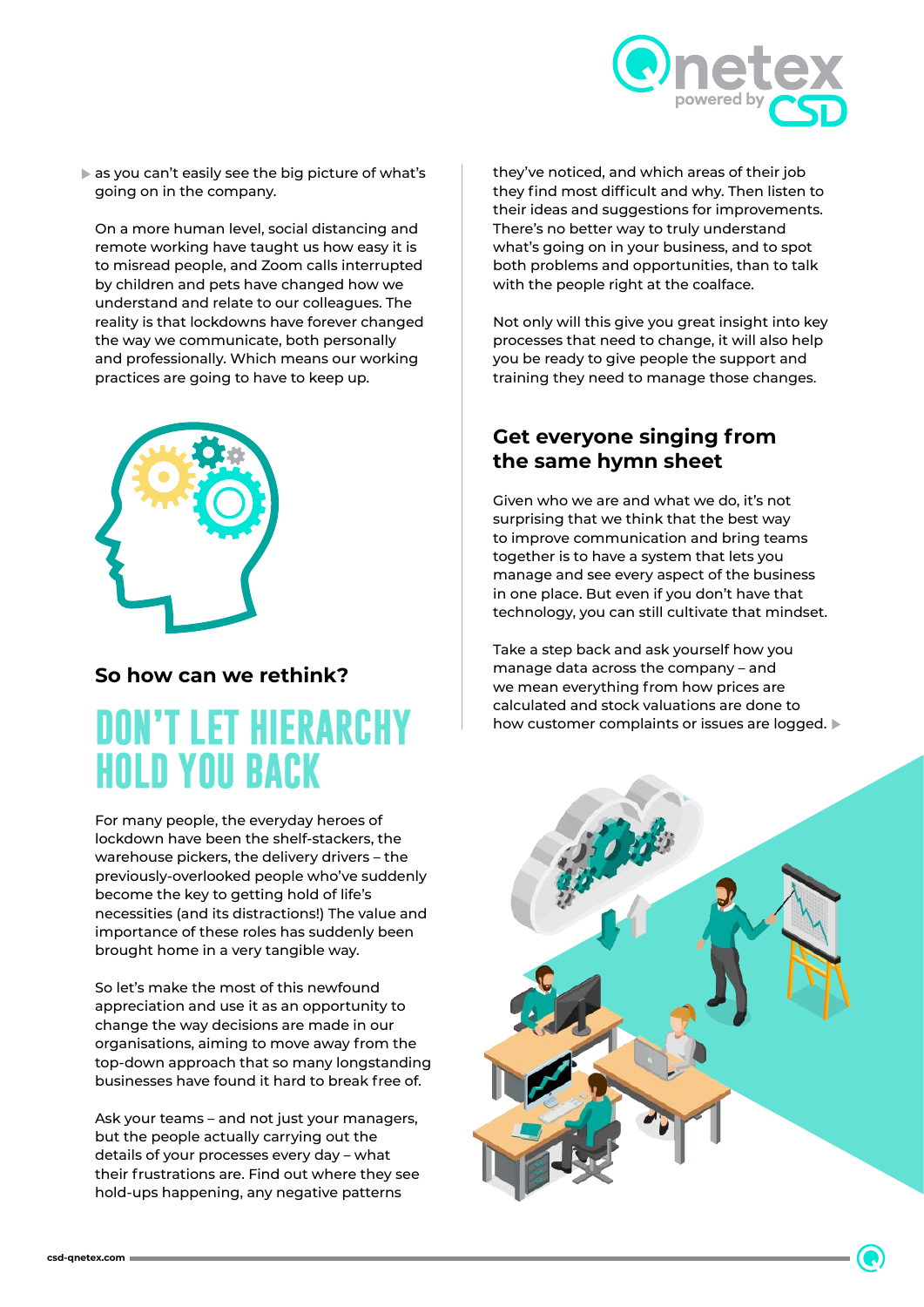as you can't easily see the big picture of what's going on in the company.

On a more human level, social distancing and remote working have taught us how easy it is to misread people, and Zoom calls interrupted by children and pets have changed how we understand and relate to our colleagues. The reality is that lockdowns have forever changed the way we communicate, both personally and professionally. Which means our working practices are going to have to keep up.

### So how can we rethink?

## DON'T LET HIERARCHY HOLD YOU BACK

For many people, the everyday heroes of lockdown have been the shelf-stackers, the warehouse pickers, the delivery drivers – the previously-overlooked people who've suddenly become the key to getting hold of life's necessities (and its distractions!) The value and importance of these roles has suddenly been brought home in a very tangible way.

So let's make the most of this newfound appreciation and use it as an opportunity to change the way decisions are made in our organisations, aiming to move away from the top-down approach that so many longstanding businesses have found it hard to break free of.

Ask your teams – and not just your managers, but the people actually carrying out the details of your processes every day – what their frustrations are. Find out where they see hold-ups happening, any negative patterns they've noticed, and which areas of their job they find most difficult and why. Then listen to their ideas and suggestions for improvements. There's no better way to truly understand what's going on in your business, and to spot both problems and opportunities, than to talk with the people right at the coalface.

Not only will this give you great insight into key processes that need to change, it will also help you be ready to give people the support and training they need to manage those changes.

### Get everyone singing from the same hymn sheet

Given who we are and what we do, it's not surprising that we think that the best way to improve communication and bring teams together is to have a system that lets you manage and see every aspect of the business in one place. But even if you don't have that technology, you can still cultivate that mindset.

Take a step back and ask yourself how you manage data across the company – and we mean everything from how prices are calculated and stock valuations are done to how customer complaints or issues are logged.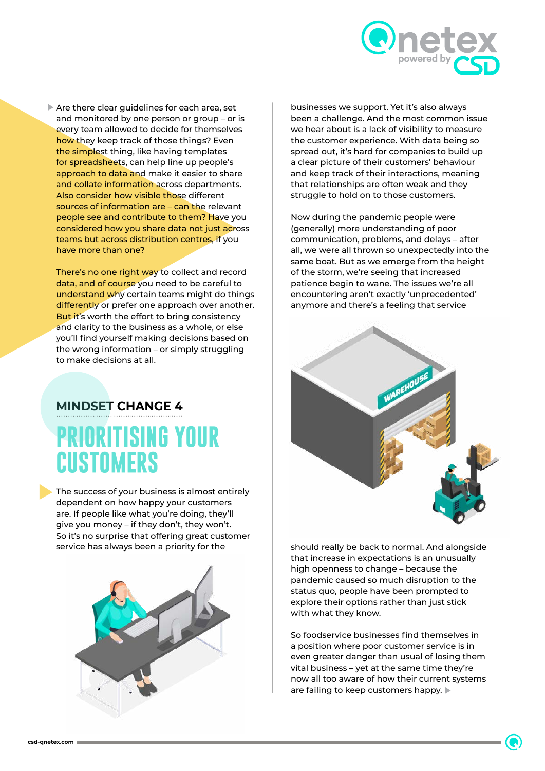Are there clear guidelines for each area, set and monitored by one person or group – or is every team allowed to decide for themselves how they keep track of those things? Even the simplest thing, like having templates for spreadsheets, can help line up people's approach to data and make it easier to share and collate information across departments. Also consider how visible those different sources of information are – can the relevant people see and contribute to them? Have you considered how you share data not just across teams but across distribution centres, if you have more than one?

There's no one right way to collect and record data, and of course you need to be careful to understand why certain teams might do things differently or prefer one approach over another. But it's worth the effort to bring consistency and clarity to the business as a whole, or else you'll find yourself making decisions based on the wrong information – or simply struggling to make decisions at all.

## MINDSET CHANGE 4

# PRIORITISING YOUR CUSTOMERS

The success of your business is almost entirely dependent on how happy your customers are. If people like what you're doing, they'll give you money – if they don't, they won't. So it's no surprise that offering great customer service has always been a priority for the businesses we support. Yet it's also always been a challenge. And the most common issue we hear about is a lack of visibility to measure the customer experience. With data being so spread out, it's hard for companies to build up a clear picture of their customers' behaviour and keep track of their interactions, meaning that relationships are often weak and they struggle to hold on to those customers.

Now during the pandemic people were (generally) more understanding of poor communication, problems, and delays – after all, we were all thrown so unexpectedly into the same boat. But as we emerge from the height of the storm, we're seeing that increased patience begin to wane. The issues we're all encountering aren't exactly 'unprecedented' anymore and there's a feeling that service should really be back to normal. And alongside that increase in expectations is an unusually high openness to change – because the pandemic caused so much disruption to the status quo, people have been prompted to explore their options rather than just stick with what they know.

So foodservice businesses find themselves in a position where poor customer service is in even greater danger than usual of losing them vital business – yet at the same time they're now all too aware of how their current systems are failing to keep customers happy.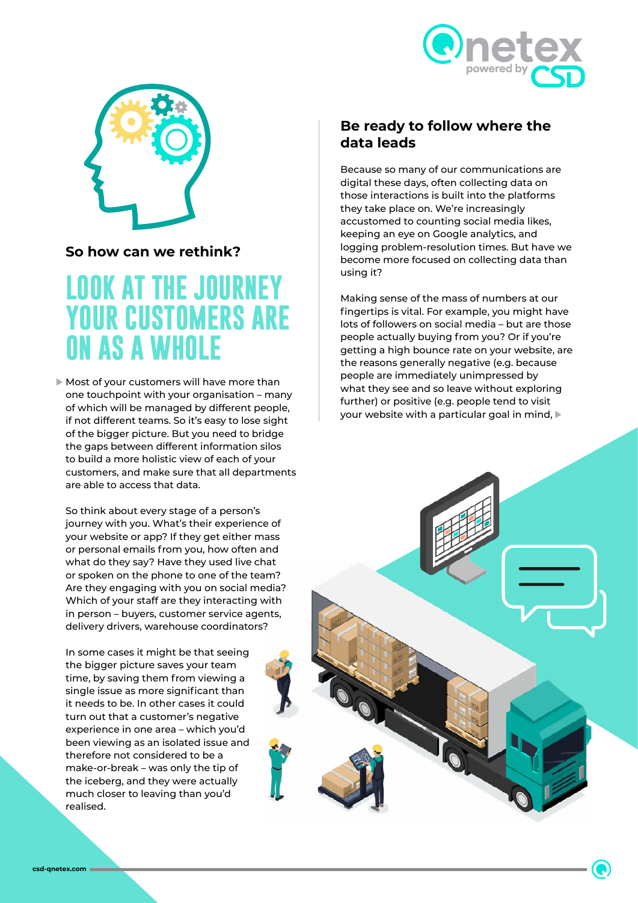## So how can we rethink?

# LOOK AT THE JOURNEY YOUR CUSTOMERS ARE ON AS A WHOLE

Most of your customers will have more than one touchpoint with your organisation – many of which will be managed by different people, if not different teams. So it's easy to lose sight of the bigger picture. But you need to bridge the gaps between different information silos to build a more holistic view of each of your customers, and make sure that all departments are able to access that data.

So think about every stage of a person's journey with you. What's their experience of your website or app? If they get either mass or personal emails from you, how often and what do they say? Have they used live chat or spoken on the phone to one of the team? Are they engaging with you on social media? Which of your staff are they interacting with in person – buyers, customer service agents, delivery drivers, warehouse coordinators?

In some cases it might be that seeing the bigger picture saves your team time, by saving them from viewing a single issue as more significant than it needs to be. In other cases it could turn out that a customer's negative experience in one area – which you'd been viewing as an isolated issue and therefore not considered to be a make-or-break – was only the tip of the iceberg, and they were actually much closer to leaving than you'd realised.

## Be ready to follow where the data leads

Because so many of our communications are digital these days, often collecting data on those interactions is built into the platforms they take place on. We're increasingly accustomed to counting social media likes, keeping an eye on Google analytics, and logging problem-resolution times. But have we become more focused on collecting data than using it?

Making sense of the mass of numbers at our fingertips is vital. For example, you might have lots of followers on social media – but are those people actually buying from you? Or if you're getting a high bounce rate on your website, are the reasons generally negative (e.g. because people are immediately unimpressed by what they see and so leave without exploring further) or positive (e.g. people tend to visit your website with a particular goal in mind,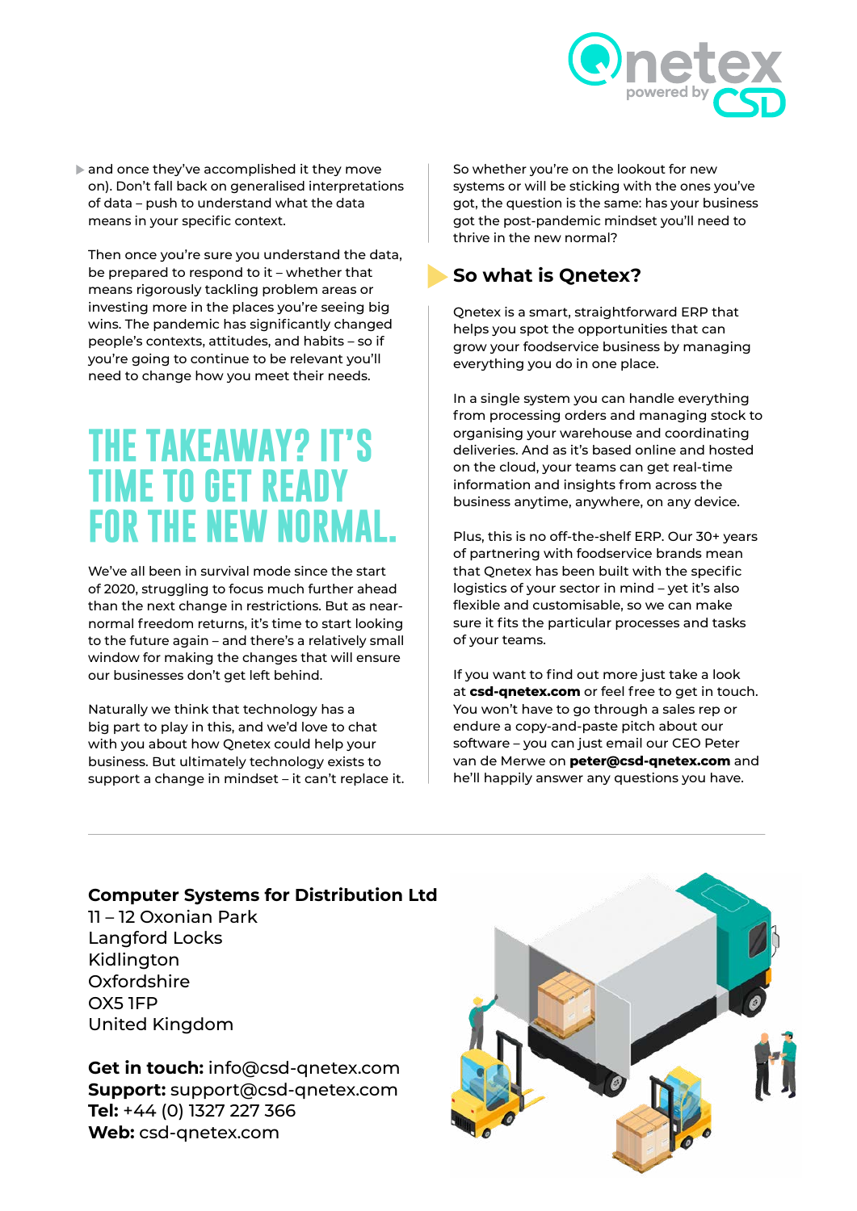and once they've accomplished it they move on). Don't fall back on generalised interpretations of data – push to understand what the data means in your specific context.

Then once you're sure you understand the data, be prepared to respond to it – whether that means rigorously tackling problem areas or investing more in the places you're seeing big wins. The pandemic has significantly changed people's contexts, attitudes, and habits – so if you're going to continue to be relevant you'll need to change how you meet their needs.

## THE TAKEAWAY? IT'S TIME TO GET READY FOR THE NEW NORMAL.

We've all been in survival mode since the start of 2020, struggling to focus much further ahead than the next change in restrictions. But as near-normal freedom returns, it's time to start looking to the future again – and there's a relatively small window for making the changes that will ensure our businesses don't get left behind.

Naturally we think that technology has a big part to play in this, and we'd love to chat with you about how Qnetex could help your business. But ultimately technology exists to support a change in mindset – it can't replace it.

So whether you're on the lookout for new systems or will be sticking with the ones you've got, the question is the same: has your business got the post-pandemic mindset you'll need to thrive in the new normal?

## So what is Qnetex?

Qnetex is a smart, straightforward ERP that helps you spot the opportunities that can grow your foodservice business by managing everything you do in one place.

In a single system you can handle everything from processing orders and managing stock to organising your warehouse and coordinating deliveries. And as it's based online and hosted on the cloud, your teams can get real-time information and insights from across the business anytime, anywhere, on any device.

Plus, this is no off-the-shelf ERP. Our 30+ years of partnering with foodservice brands mean that Qnetex has been built with the specific logistics of your sector in mind – yet it's also flexible and customisable, so we can make sure it fits the particular processes and tasks of your teams.

If you want to find out more just take a look at **csd-qnetex.com** or feel free to get in touch. You won't have to go through a sales rep or endure a copy-and-paste pitch about our software – you can just email our CEO Peter van de Merwe on **peter@csd-qnetex.com** and he'll happily answer any questions you have.

---

**Computer Systems for Distribution Ltd**
11 – 12 Oxonian Park
Langford Locks
Kidlington
Oxfordshire
OX5 1FP
United Kingdom

**Get in touch:** info@csd-qnetex.com
**Support:** support@csd-qnetex.com
**Tel:** +44 (0) 1327 227 366
**Web:** csd-qnetex.com